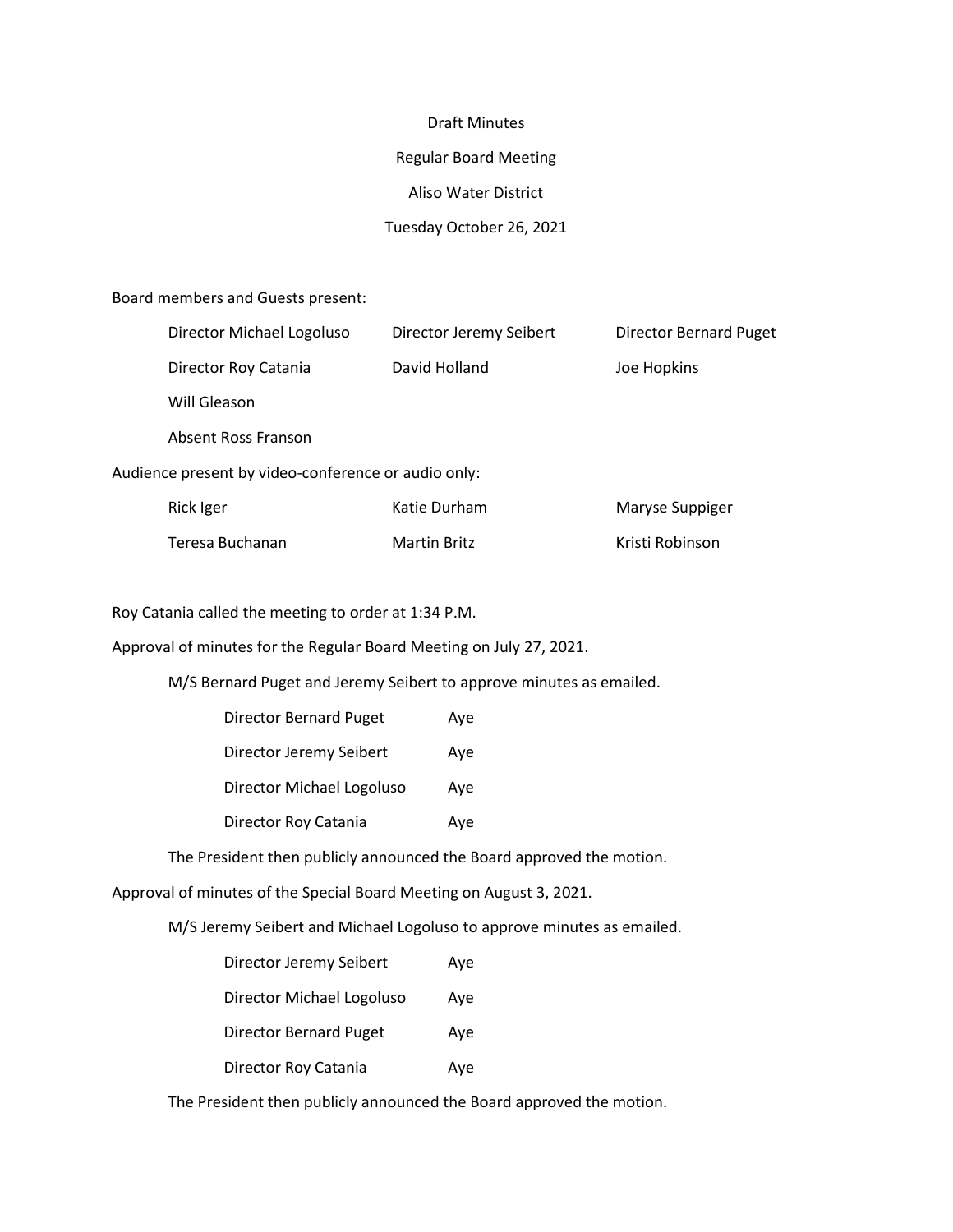Draft Minutes

Regular Board Meeting

Aliso Water District

Tuesday October 26, 2021

Board members and Guests present:

| | | |
|---|---|---|
| Director Michael Logoluso | Director Jeremy Seibert | Director Bernard Puget |
| Director Roy Catania | David Holland | Joe Hopkins |
| Will Gleason | | |
| Absent Ross Franson | | |

Audience present by video-conference or audio only:

| | | |
|---|---|---|
| Rick Iger | Katie Durham | Maryse Suppiger |
| Teresa Buchanan | Martin Britz | Kristi Robinson |

Roy Catania called the meeting to order at 1:34 P.M.

Approval of minutes for the Regular Board Meeting on July 27, 2021.

M/S Bernard Puget and Jeremy Seibert to approve minutes as emailed.

| | |
|---|---|
| Director Bernard Puget | Aye |
| Director Jeremy Seibert | Aye |
| Director Michael Logoluso | Aye |
| Director Roy Catania | Aye |

The President then publicly announced the Board approved the motion.

Approval of minutes of the Special Board Meeting on August 3, 2021.

M/S Jeremy Seibert and Michael Logoluso to approve minutes as emailed.

| | |
|---|---|
| Director Jeremy Seibert | Aye |
| Director Michael Logoluso | Aye |
| Director Bernard Puget | Aye |
| Director Roy Catania | Aye |

The President then publicly announced the Board approved the motion.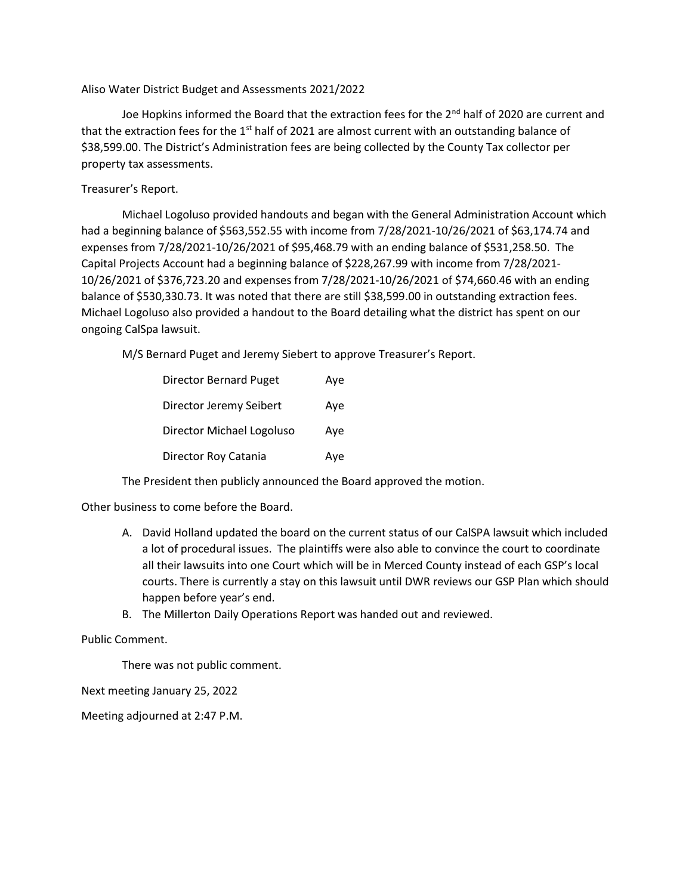Aliso Water District Budget and Assessments 2021/2022

Joe Hopkins informed the Board that the extraction fees for the 2nd half of 2020 are current and that the extraction fees for the 1st half of 2021 are almost current with an outstanding balance of $38,599.00. The District's Administration fees are being collected by the County Tax collector per property tax assessments.

Treasurer's Report.

Michael Logoluso provided handouts and began with the General Administration Account which had a beginning balance of $563,552.55 with income from 7/28/2021-10/26/2021 of $63,174.74 and expenses from 7/28/2021-10/26/2021 of $95,468.79 with an ending balance of $531,258.50. The Capital Projects Account had a beginning balance of $228,267.99 with income from 7/28/2021-10/26/2021 of $376,723.20 and expenses from 7/28/2021-10/26/2021 of $74,660.46 with an ending balance of $530,330.73. It was noted that there are still $38,599.00 in outstanding extraction fees. Michael Logoluso also provided a handout to the Board detailing what the district has spent on our ongoing CalSpa lawsuit.

M/S Bernard Puget and Jeremy Siebert to approve Treasurer's Report.

| | |
|---|---|
| Director Bernard Puget | Aye |
| Director Jeremy Seibert | Aye |
| Director Michael Logoluso | Aye |
| Director Roy Catania | Aye |

The President then publicly announced the Board approved the motion.

Other business to come before the Board.

A. David Holland updated the board on the current status of our CalSPA lawsuit which included a lot of procedural issues. The plaintiffs were also able to convince the court to coordinate all their lawsuits into one Court which will be in Merced County instead of each GSP's local courts. There is currently a stay on this lawsuit until DWR reviews our GSP Plan which should happen before year's end.
B. The Millerton Daily Operations Report was handed out and reviewed.

Public Comment.

There was not public comment.

Next meeting January 25, 2022

Meeting adjourned at 2:47 P.M.